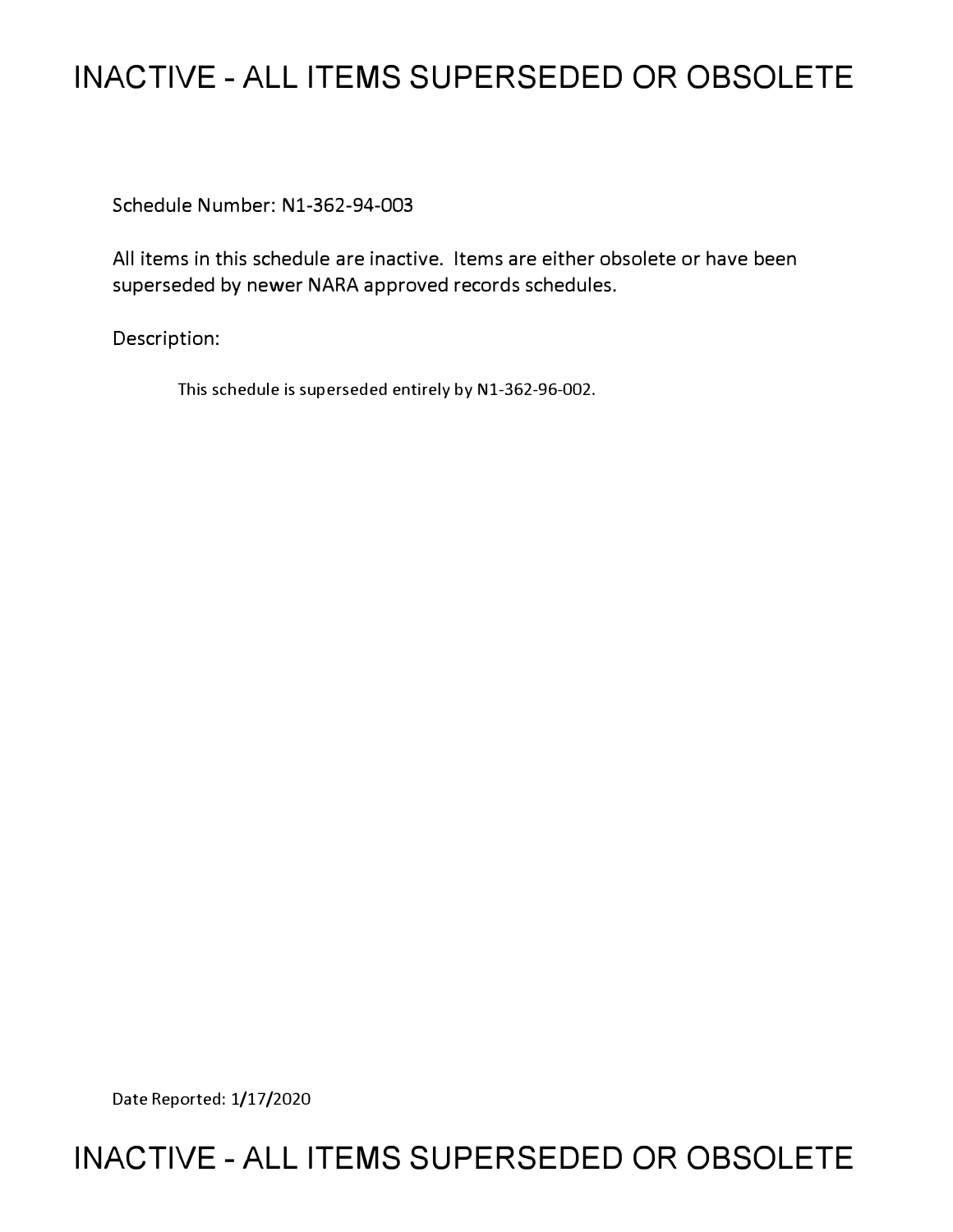# INACTIVE - ALL ITEMS SUPERSEDED OR OBSOLETE

Schedule Number: N1-362-94-003

All items in this schedule are inactive. Items are either obsolete or have been superseded by newer NARA approved records schedules.

Description:

This schedule is superseded entirely by N1-362-96-002.

Date Reported: 1/17/2020

# INACTIVE - ALL ITEMS SUPERSEDED OR OBSOLETE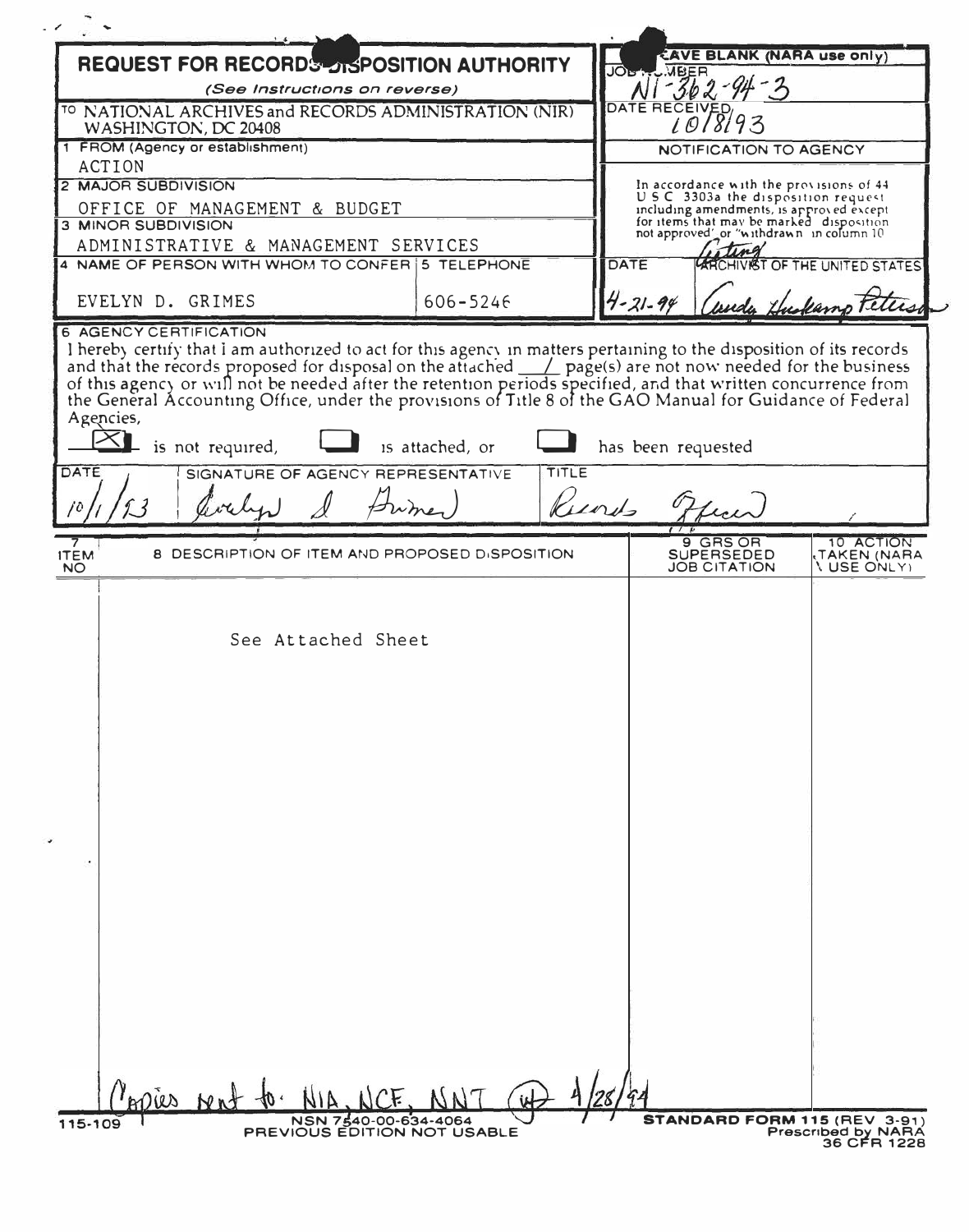# REQUEST FOR RECORDS DISPOSITION AUTHORITY

*(See Instructions on reverse)*

| | |
|---|---|
| TO NATIONAL ARCHIVES and RECORDS ADMINISTRATION (NIR) WASHINGTON, DC 20408 | LEAVE BLANK (NARA use only) JOB NUMBER N1-362-94-3 |
| 1 FROM (Agency or establishment) ACTION | DATE RECEIVED 10/8/93 |
| 2 MAJOR SUBDIVISION OFFICE OF MANAGEMENT & BUDGET | NOTIFICATION TO AGENCY |
| 3 MINOR SUBDIVISION ADMINISTRATIVE & MANAGEMENT SERVICES | In accordance with the provisions of 44 U S C 3303a the disposition request including amendments, is approved except for items that may be marked "disposition not approved" or "withdrawn" in column 10 |
| 4 NAME OF PERSON WITH WHOM TO CONFER: EVELYN D. GRIMES — 5 TELEPHONE: 606-5246 | DATE 4-21-94 — Acting ARCHIVIST OF THE UNITED STATES: Cindy Huckamp Peterson |

**6 AGENCY CERTIFICATION**

I hereby certify that I am authorized to act for this agency in matters pertaining to the disposition of its records and that the records proposed for disposal on the attached 1 page(s) are not now needed for the business of this agency or will not be needed after the retention periods specified, and that written concurrence from the General Accounting Office, under the provisions of Title 8 of the GAO Manual for Guidance of Federal Agencies,

[X] is not required, [ ] is attached, or [ ] has been requested

| DATE | SIGNATURE OF AGENCY REPRESENTATIVE | TITLE |
|---|---|---|
| 10/1/93 | Evelyn D Grimes | Records Officer |

| 7 ITEM NO | 8 DESCRIPTION OF ITEM AND PROPOSED DISPOSITION | 9 GRS OR SUPERSEDED JOB CITATION | 10 ACTION TAKEN (NARA USE ONLY) |
|---|---|---|---|
| | See Attached Sheet | | |

Copies sent to: NIA, NCF, NNT (W) 4/28/94

115-109 NSN 7540-00-634-4064 PREVIOUS EDITION NOT USABLE

STANDARD FORM 115 (REV 3-91) Prescribed by NARA 36 CFR 1228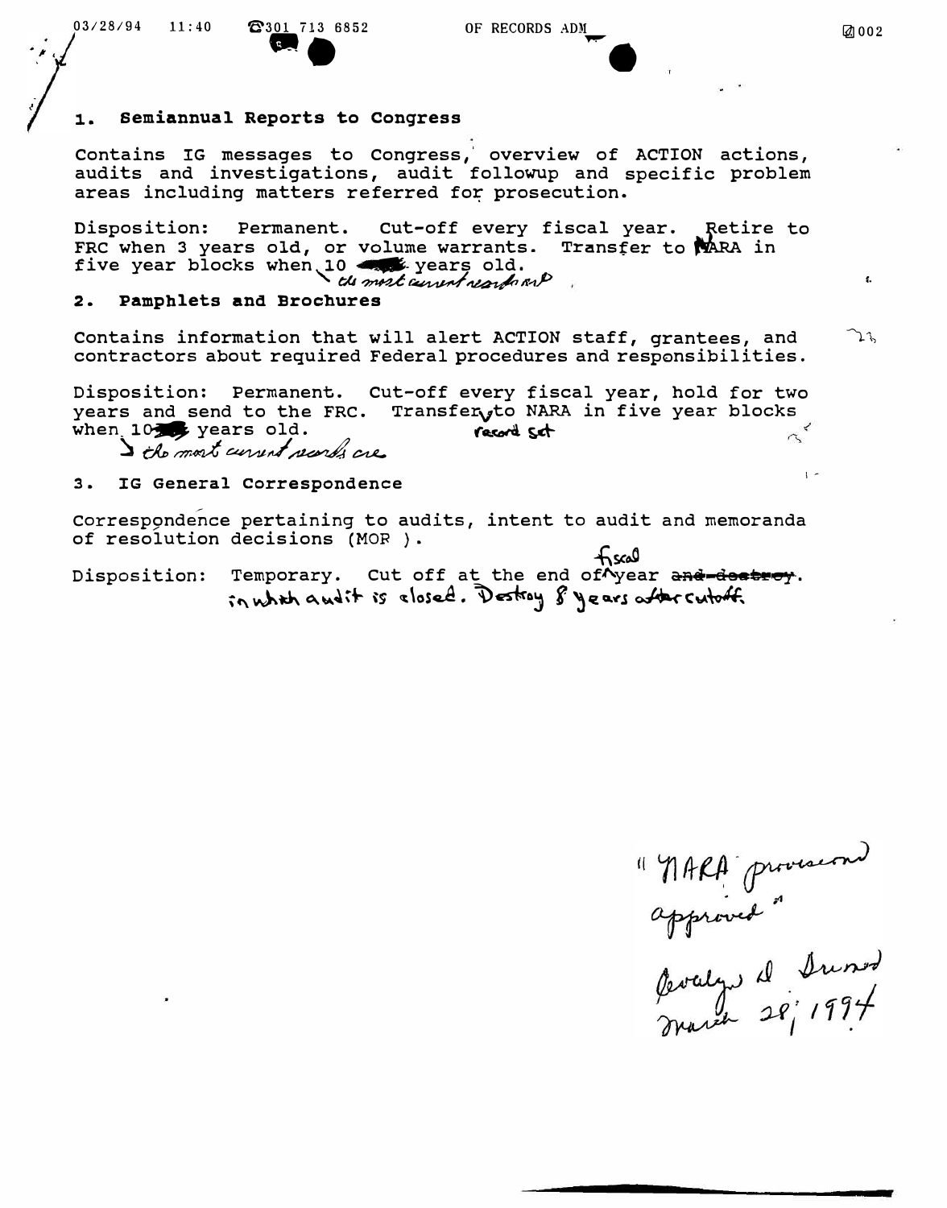## 1. Semiannual Reports to Congress

Contains IG messages to Congress, overview of ACTION actions, audits and investigations, audit followup and specific problem areas including matters referred for prosecution.

Disposition: Permanent. Cut-off every fiscal year. Retire to FRC when 3 years old, or volume warrants. Transfer to NARA in five year blocks when 10 years old.
the most current record is

## 2. Pamphlets and Brochures

Contains information that will alert ACTION staff, grantees, and contractors about required Federal procedures and responsibilities.

Disposition: Permanent. Cut-off every fiscal year, hold for two years and send to the FRC. Transfer record set to NARA in five year blocks when 10 years old.
the most current records are

## 3. IG General Correspondence

Correspondence pertaining to audits, intent to audit and memoranda of resolution decisions (MOR ).

Disposition: Temporary. Cut off at the end of fiscal year ~~and destroy~~. in which audit is closed. Destroy 8 years after cutoff.

"NARA provisions approved"
Evelyn D. Durnos
March 28, 1994